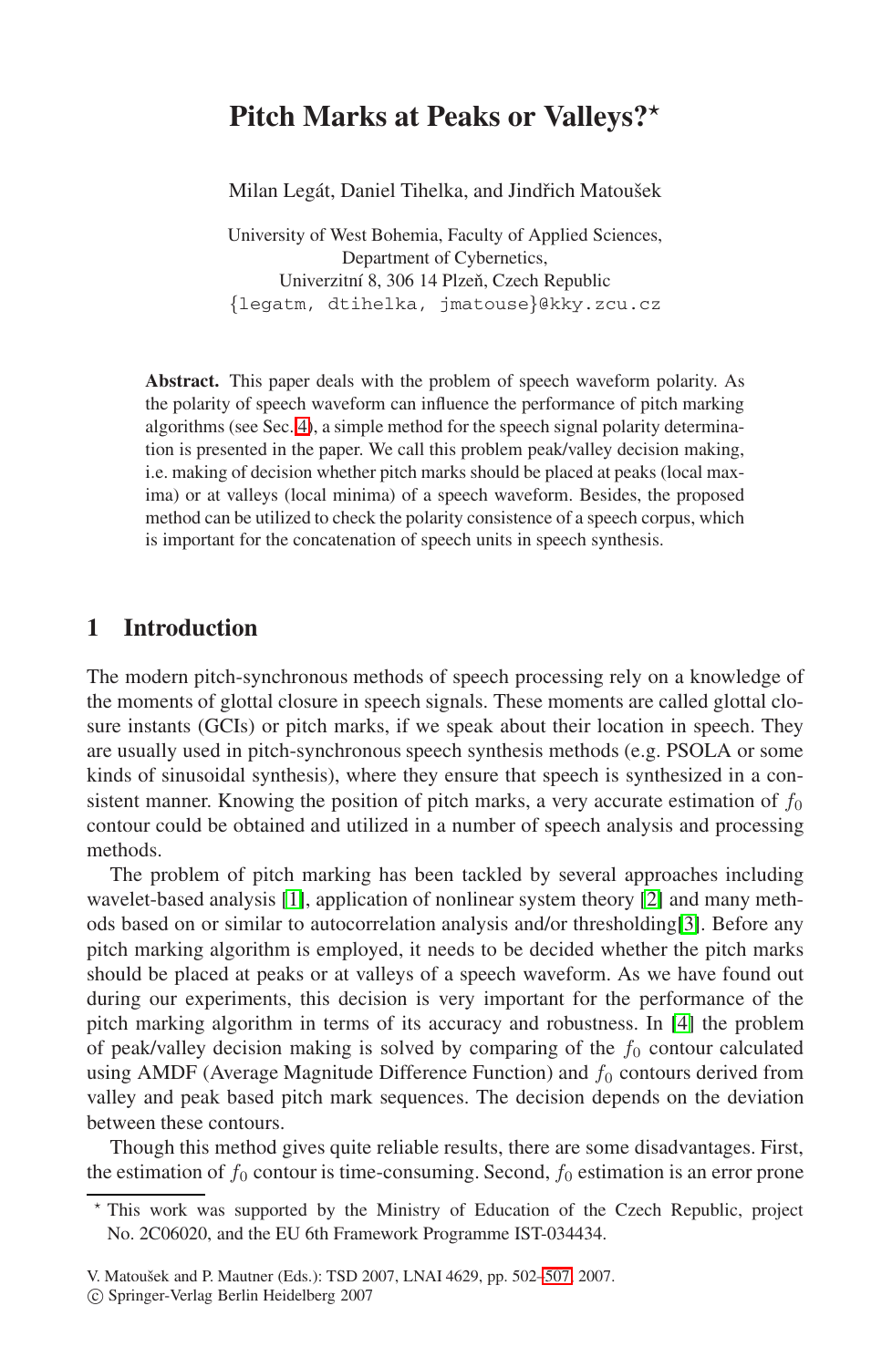# Pitch Marks at Peaks or Valleys?*

Milan Legát, Daniel Tihelka, and Jindřich Matoušek

University of West Bohemia, Faculty of Applied Sciences,
Department of Cybernetics,
Univerzitní 8, 306 14 Plzeň, Czech Republic
{legatm, dtihelka, jmatouse}@kky.zcu.cz

**Abstract.** This paper deals with the problem of speech waveform polarity. As the polarity of speech waveform can influence the performance of pitch marking algorithms (see Sec. 4), a simple method for the speech signal polarity determination is presented in the paper. We call this problem peak/valley decision making, i.e. making of decision whether pitch marks should be placed at peaks (local maxima) or at valleys (local minima) of a speech waveform. Besides, the proposed method can be utilized to check the polarity consistence of a speech corpus, which is important for the concatenation of speech units in speech synthesis.

## 1 Introduction

The modern pitch-synchronous methods of speech processing rely on a knowledge of the moments of glottal closure in speech signals. These moments are called glottal closure instants (GCIs) or pitch marks, if we speak about their location in speech. They are usually used in pitch-synchronous speech synthesis methods (e.g. PSOLA or some kinds of sinusoidal synthesis), where they ensure that speech is synthesized in a consistent manner. Knowing the position of pitch marks, a very accurate estimation of $f_0$ contour could be obtained and utilized in a number of speech analysis and processing methods.

The problem of pitch marking has been tackled by several approaches including wavelet-based analysis [1], application of nonlinear system theory [2] and many methods based on or similar to autocorrelation analysis and/or thresholding[3]. Before any pitch marking algorithm is employed, it needs to be decided whether the pitch marks should be placed at peaks or at valleys of a speech waveform. As we have found out during our experiments, this decision is very important for the performance of the pitch marking algorithm in terms of its accuracy and robustness. In [4] the problem of peak/valley decision making is solved by comparing of the $f_0$ contour calculated using AMDF (Average Magnitude Difference Function) and $f_0$ contours derived from valley and peak based pitch mark sequences. The decision depends on the deviation between these contours.

Though this method gives quite reliable results, there are some disadvantages. First, the estimation of $f_0$ contour is time-consuming. Second, $f_0$ estimation is an error prone

* This work was supported by the Ministry of Education of the Czech Republic, project No. 2C06020, and the EU 6th Framework Programme IST-034434.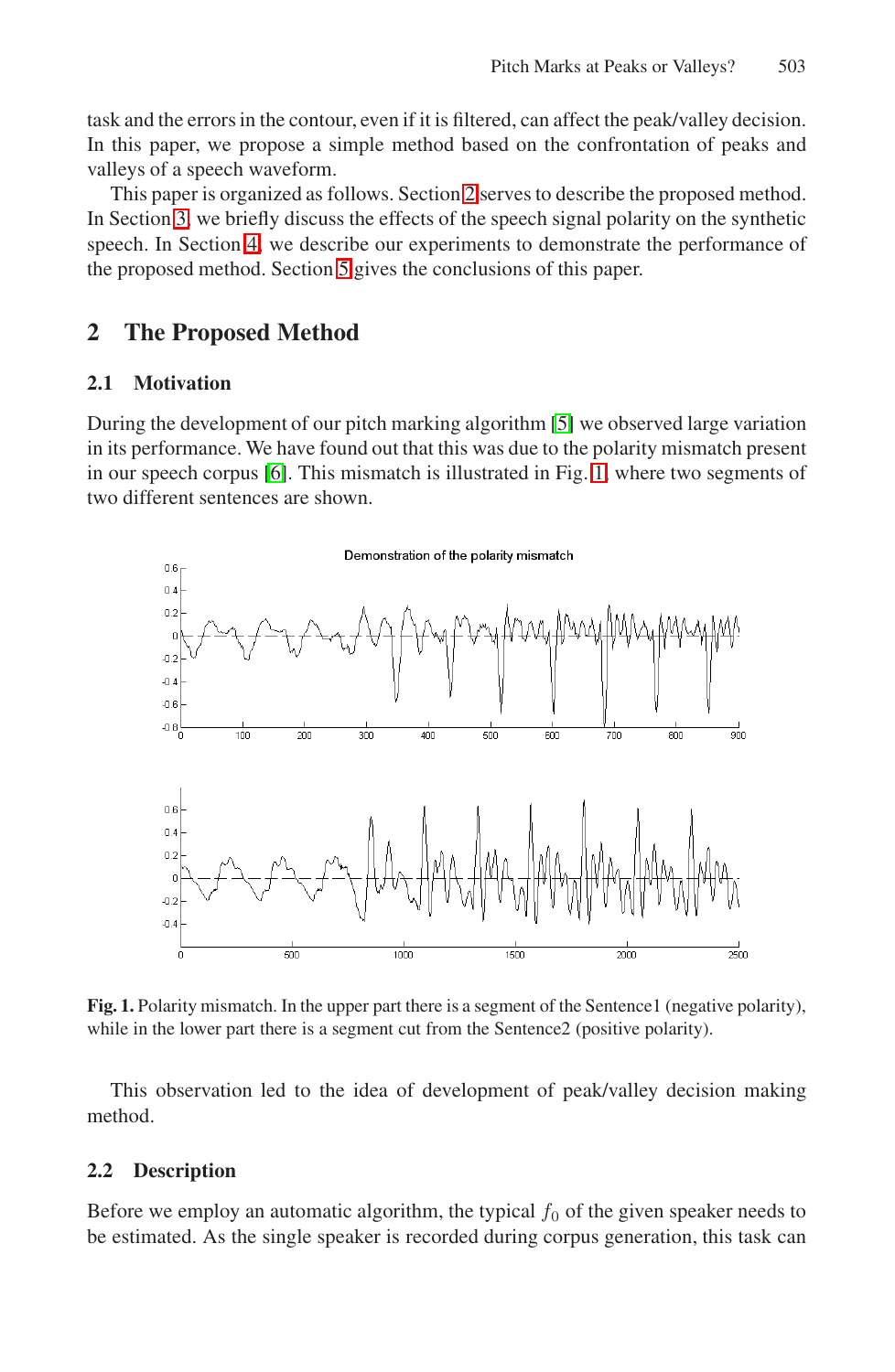task and the errors in the contour, even if it is filtered, can affect the peak/valley decision. In this paper, we propose a simple method based on the confrontation of peaks and valleys of a speech waveform.

This paper is organized as follows. Section 2 serves to describe the proposed method. In Section 3, we briefly discuss the effects of the speech signal polarity on the synthetic speech. In Section 4, we describe our experiments to demonstrate the performance of the proposed method. Section 5 gives the conclusions of this paper.

## 2 The Proposed Method

### 2.1 Motivation

During the development of our pitch marking algorithm [5] we observed large variation in its performance. We have found out that this was due to the polarity mismatch present in our speech corpus [6]. This mismatch is illustrated in Fig. 1, where two segments of two different sentences are shown.

**Fig. 1.** Polarity mismatch. In the upper part there is a segment of the Sentence1 (negative polarity), while in the lower part there is a segment cut from the Sentence2 (positive polarity).

This observation led to the idea of development of peak/valley decision making method.

### 2.2 Description

Before we employ an automatic algorithm, the typical $f_0$ of the given speaker needs to be estimated. As the single speaker is recorded during corpus generation, this task can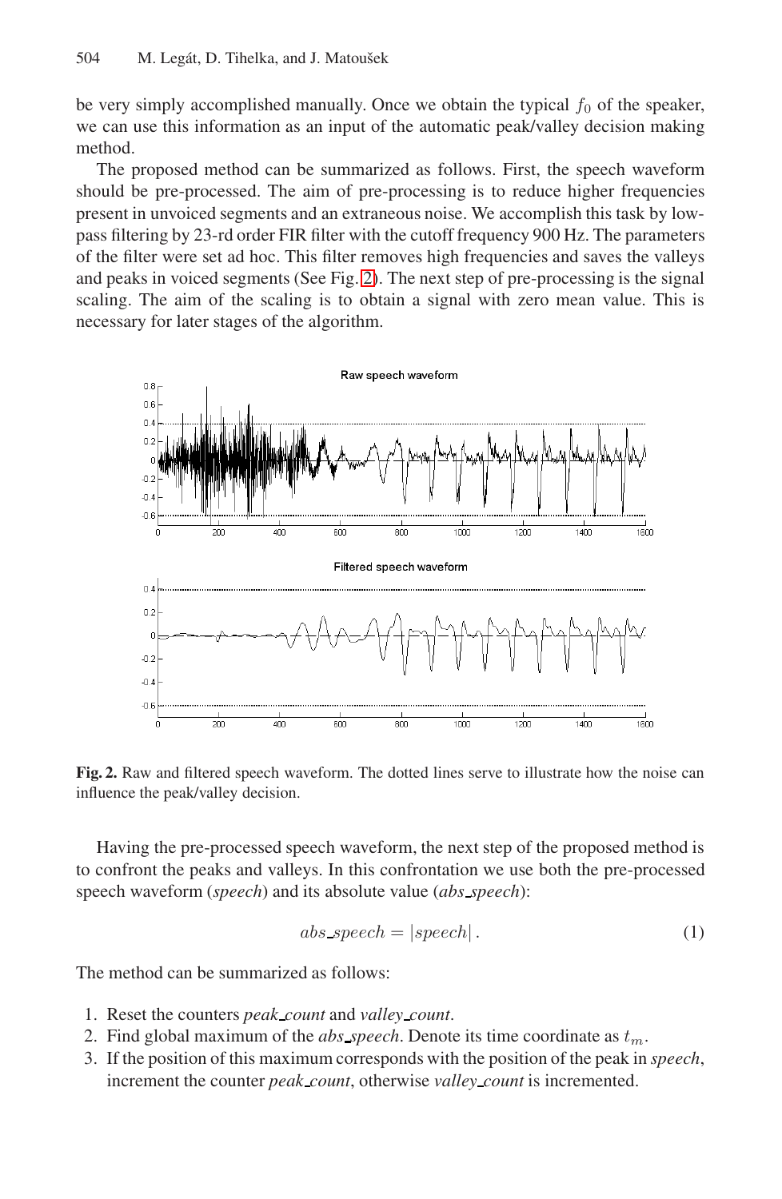be very simply accomplished manually. Once we obtain the typical $f_0$ of the speaker, we can use this information as an input of the automatic peak/valley decision making method.

The proposed method can be summarized as follows. First, the speech waveform should be pre-processed. The aim of pre-processing is to reduce higher frequencies present in unvoiced segments and an extraneous noise. We accomplish this task by low-pass filtering by 23-rd order FIR filter with the cutoff frequency 900 Hz. The parameters of the filter were set ad hoc. This filter removes high frequencies and saves the valleys and peaks in voiced segments (See Fig. 2). The next step of pre-processing is the signal scaling. The aim of the scaling is to obtain a signal with zero mean value. This is necessary for later stages of the algorithm.

**Fig. 2.** Raw and filtered speech waveform. The dotted lines serve to illustrate how the noise can influence the peak/valley decision.

Having the pre-processed speech waveform, the next step of the proposed method is to confront the peaks and valleys. In this confrontation we use both the pre-processed speech waveform (*speech*) and its absolute value (*abs_speech*):

$$abs\_speech = |speech| \,. \tag{1}$$

The method can be summarized as follows:

1. Reset the counters *peak_count* and *valley_count*.
2. Find global maximum of the *abs_speech*. Denote its time coordinate as $t_m$.
3. If the position of this maximum corresponds with the position of the peak in *speech*, increment the counter *peak_count*, otherwise *valley_count* is incremented.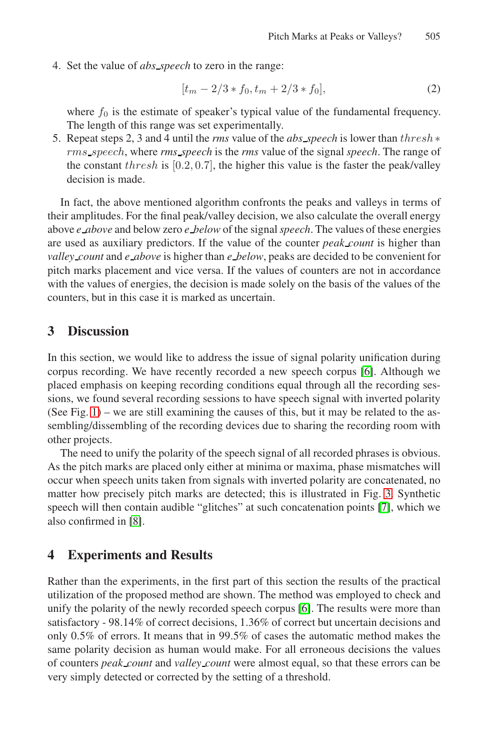4. Set the value of *abs_speech* to zero in the range:

$$[t_m - 2/3 * f_0, t_m + 2/3 * f_0], \tag{2}$$

   where $f_0$ is the estimate of speaker's typical value of the fundamental frequency. The length of this range was set experimentally.
5. Repeat steps 2, 3 and 4 until the *rms* value of the *abs_speech* is lower than $thresh * rms\_speech$, where *rms_speech* is the *rms* value of the signal *speech*. The range of the constant $thresh$ is $[0.2, 0.7]$, the higher this value is the faster the peak/valley decision is made.

In fact, the above mentioned algorithm confronts the peaks and valleys in terms of their amplitudes. For the final peak/valley decision, we also calculate the overall energy above *e_above* and below zero *e_below* of the signal *speech*. The values of these energies are used as auxiliary predictors. If the value of the counter *peak_count* is higher than *valley_count* and *e_above* is higher than *e_below*, peaks are decided to be convenient for pitch marks placement and vice versa. If the values of counters are not in accordance with the values of energies, the decision is made solely on the basis of the values of the counters, but in this case it is marked as uncertain.

## 3 Discussion

In this section, we would like to address the issue of signal polarity unification during corpus recording. We have recently recorded a new speech corpus [6]. Although we placed emphasis on keeping recording conditions equal through all the recording sessions, we found several recording sessions to have speech signal with inverted polarity (See Fig. 1) – we are still examining the causes of this, but it may be related to the assembling/dissembling of the recording devices due to sharing the recording room with other projects.

The need to unify the polarity of the speech signal of all recorded phrases is obvious. As the pitch marks are placed only either at minima or maxima, phase mismatches will occur when speech units taken from signals with inverted polarity are concatenated, no matter how precisely pitch marks are detected; this is illustrated in Fig. 3. Synthetic speech will then contain audible "glitches" at such concatenation points [7], which we also confirmed in [8].

## 4 Experiments and Results

Rather than the experiments, in the first part of this section the results of the practical utilization of the proposed method are shown. The method was employed to check and unify the polarity of the newly recorded speech corpus [6]. The results were more than satisfactory - 98.14% of correct decisions, 1.36% of correct but uncertain decisions and only 0.5% of errors. It means that in 99.5% of cases the automatic method makes the same polarity decision as human would make. For all erroneous decisions the values of counters *peak_count* and *valley_count* were almost equal, so that these errors can be very simply detected or corrected by the setting of a threshold.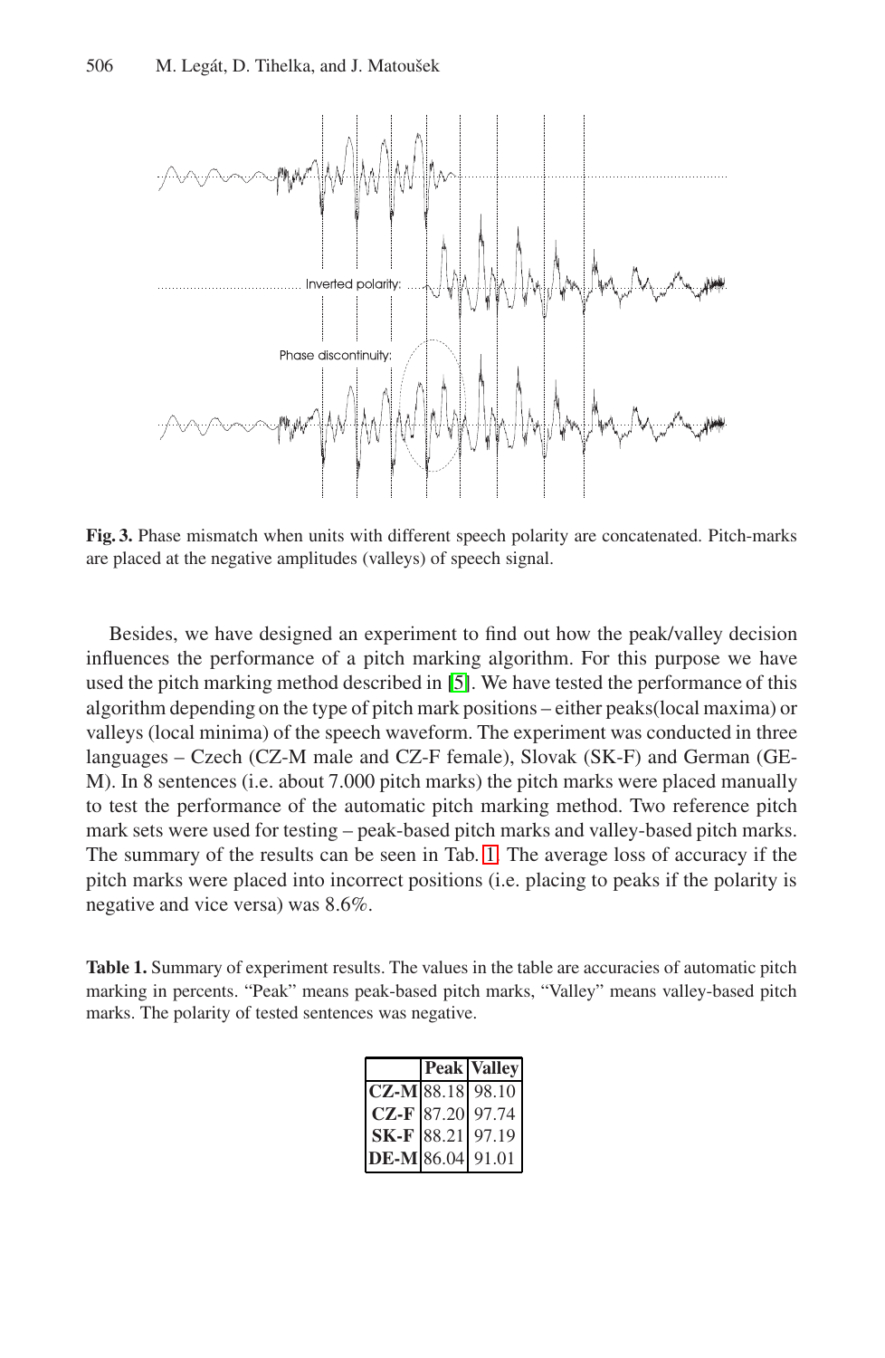**Fig. 3.** Phase mismatch when units with different speech polarity are concatenated. Pitch-marks are placed at the negative amplitudes (valleys) of speech signal.

Besides, we have designed an experiment to find out how the peak/valley decision influences the performance of a pitch marking algorithm. For this purpose we have used the pitch marking method described in [5]. We have tested the performance of this algorithm depending on the type of pitch mark positions – either peaks(local maxima) or valleys (local minima) of the speech waveform. The experiment was conducted in three languages – Czech (CZ-M male and CZ-F female), Slovak (SK-F) and German (GE-M). In 8 sentences (i.e. about 7.000 pitch marks) the pitch marks were placed manually to test the performance of the automatic pitch marking method. Two reference pitch mark sets were used for testing – peak-based pitch marks and valley-based pitch marks. The summary of the results can be seen in Tab. 1. The average loss of accuracy if the pitch marks were placed into incorrect positions (i.e. placing to peaks if the polarity is negative and vice versa) was 8.6%.

**Table 1.** Summary of experiment results. The values in the table are accuracies of automatic pitch marking in percents. "Peak" means peak-based pitch marks, "Valley" means valley-based pitch marks. The polarity of tested sentences was negative.

| | **Peak** | **Valley** |
|---|---|---|
| **CZ-M** | 88.18 | 98.10 |
| **CZ-F** | 87.20 | 97.74 |
| **SK-F** | 88.21 | 97.19 |
| **DE-M** | 86.04 | 91.01 |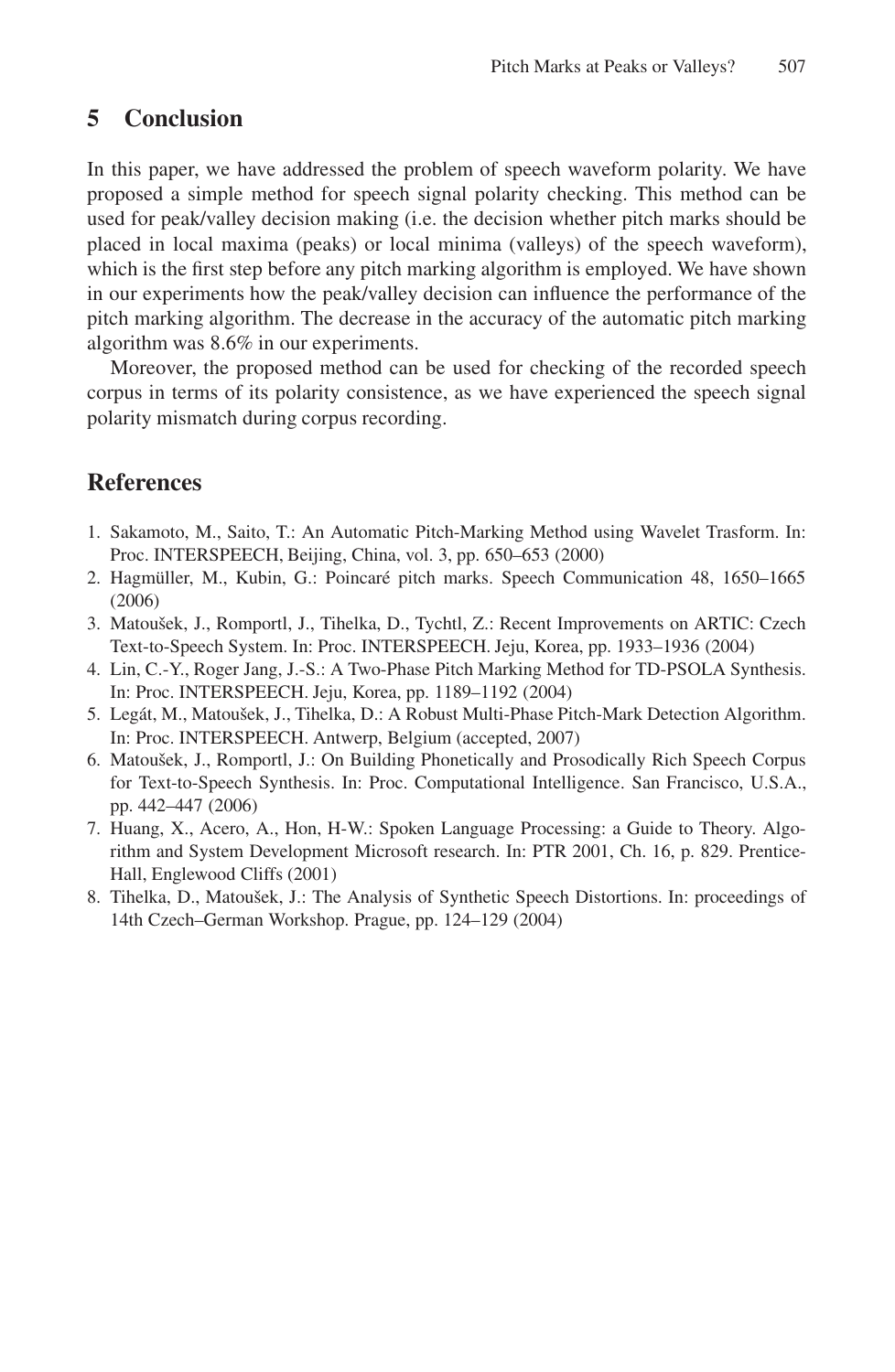## 5 Conclusion

In this paper, we have addressed the problem of speech waveform polarity. We have proposed a simple method for speech signal polarity checking. This method can be used for peak/valley decision making (i.e. the decision whether pitch marks should be placed in local maxima (peaks) or local minima (valleys) of the speech waveform), which is the first step before any pitch marking algorithm is employed. We have shown in our experiments how the peak/valley decision can influence the performance of the pitch marking algorithm. The decrease in the accuracy of the automatic pitch marking algorithm was 8.6% in our experiments.

Moreover, the proposed method can be used for checking of the recorded speech corpus in terms of its polarity consistence, as we have experienced the speech signal polarity mismatch during corpus recording.

## References

1. Sakamoto, M., Saito, T.: An Automatic Pitch-Marking Method using Wavelet Trasform. In: Proc. INTERSPEECH, Beijing, China, vol. 3, pp. 650–653 (2000)
2. Hagmüller, M., Kubin, G.: Poincaré pitch marks. Speech Communication 48, 1650–1665 (2006)
3. Matoušek, J., Romportl, J., Tihelka, D., Tychtl, Z.: Recent Improvements on ARTIC: Czech Text-to-Speech System. In: Proc. INTERSPEECH. Jeju, Korea, pp. 1933–1936 (2004)
4. Lin, C.-Y., Roger Jang, J.-S.: A Two-Phase Pitch Marking Method for TD-PSOLA Synthesis. In: Proc. INTERSPEECH. Jeju, Korea, pp. 1189–1192 (2004)
5. Legát, M., Matoušek, J., Tihelka, D.: A Robust Multi-Phase Pitch-Mark Detection Algorithm. In: Proc. INTERSPEECH. Antwerp, Belgium (accepted, 2007)
6. Matoušek, J., Romportl, J.: On Building Phonetically and Prosodically Rich Speech Corpus for Text-to-Speech Synthesis. In: Proc. Computational Intelligence. San Francisco, U.S.A., pp. 442–447 (2006)
7. Huang, X., Acero, A., Hon, H-W.: Spoken Language Processing: a Guide to Theory. Algorithm and System Development Microsoft research. In: PTR 2001, Ch. 16, p. 829. Prentice-Hall, Englewood Cliffs (2001)
8. Tihelka, D., Matoušek, J.: The Analysis of Synthetic Speech Distortions. In: proceedings of 14th Czech–German Workshop. Prague, pp. 124–129 (2004)